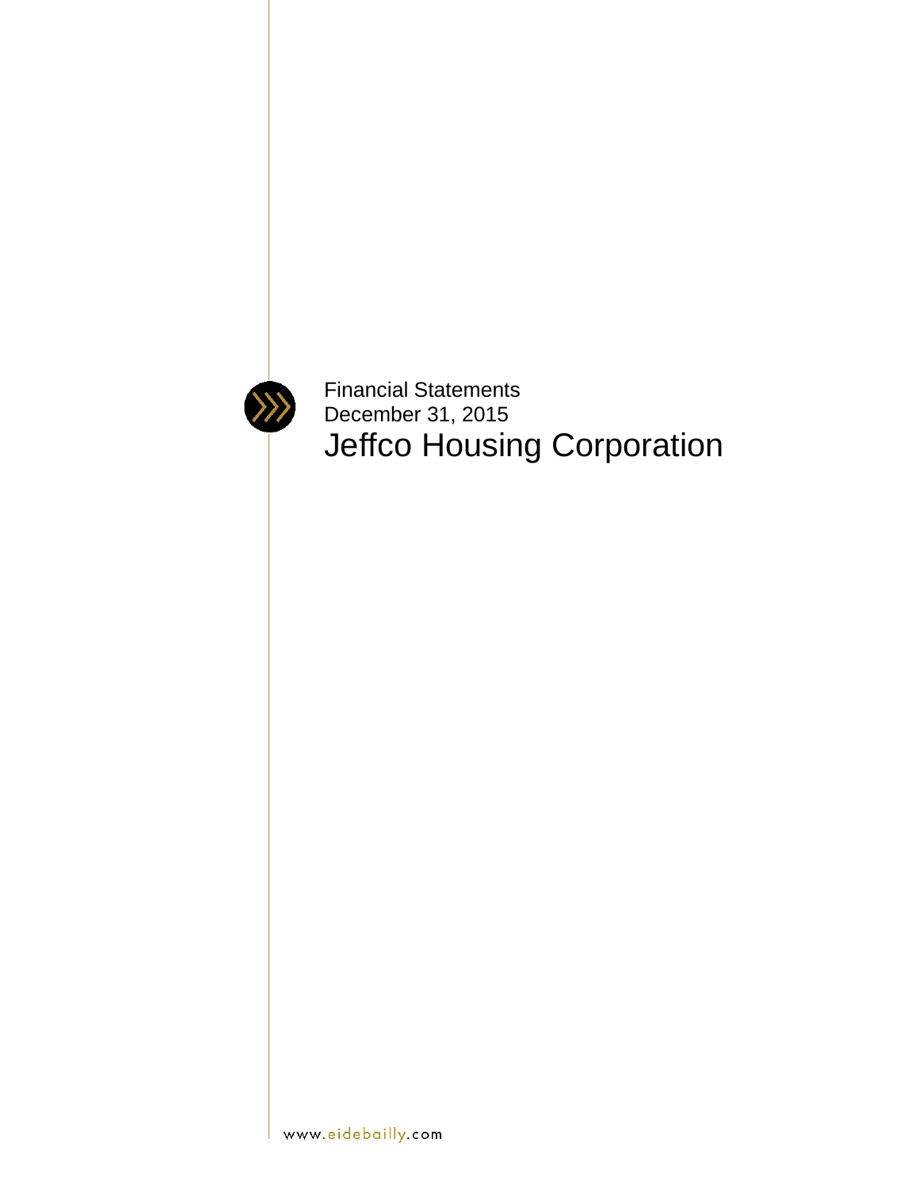Financial Statements

December 31, 2015

# Jeffco Housing Corporation

www.eidebailly.com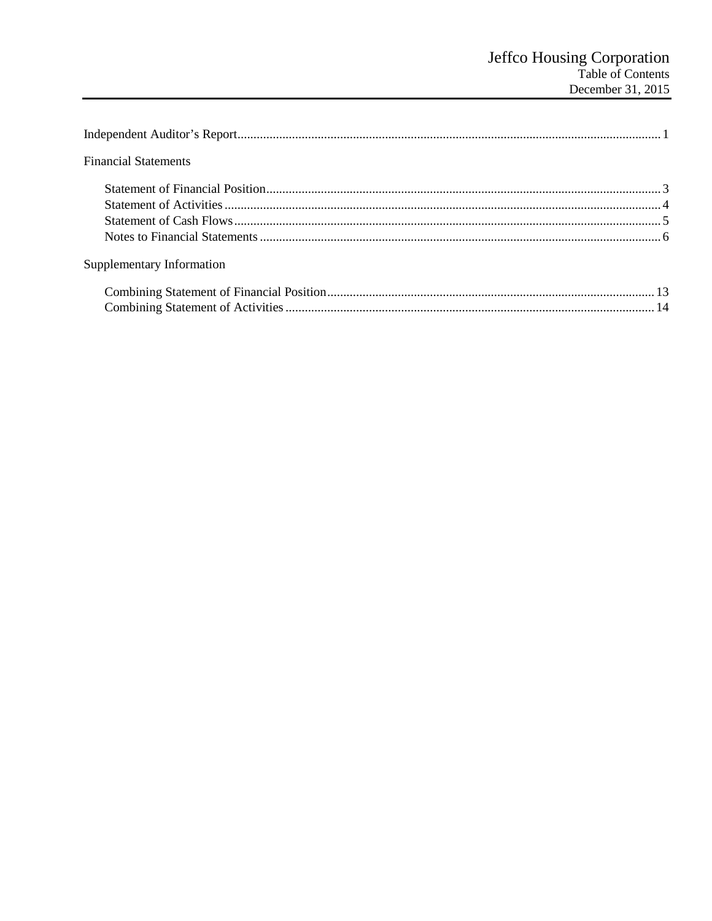# Jeffco Housing Corporation

## Table of Contents

### December 31, 2015

Independent Auditor's Report.......................................................1

Financial Statements

- Statement of Financial Position.......................................................3
- Statement of Activities.......................................................4
- Statement of Cash Flows.......................................................5
- Notes to Financial Statements.......................................................6

Supplementary Information

- Combining Statement of Financial Position.......................................................13
- Combining Statement of Activities.......................................................14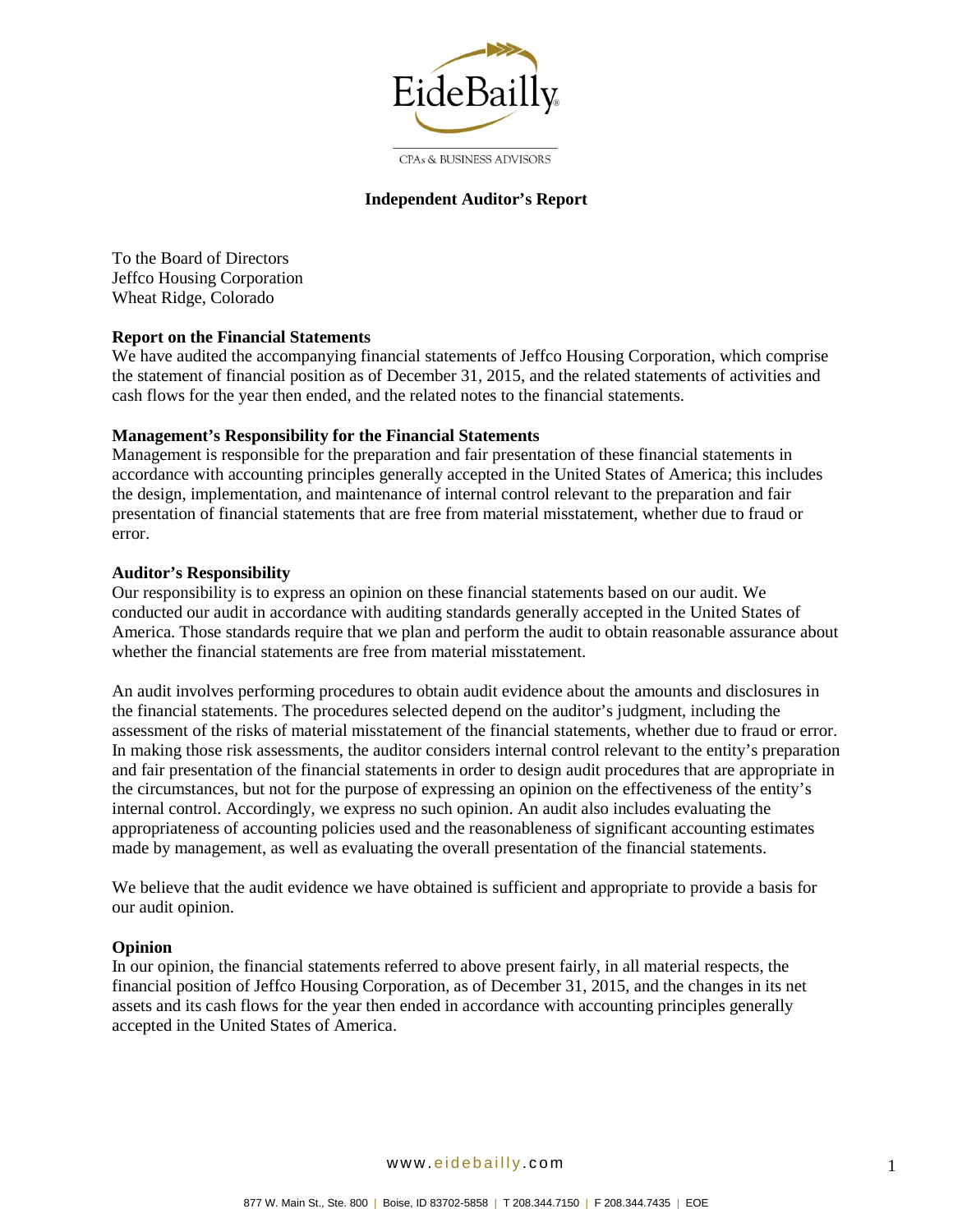EideBailly

CPAs & BUSINESS ADVISORS

## Independent Auditor's Report

To the Board of Directors
Jeffco Housing Corporation
Wheat Ridge, Colorado

**Report on the Financial Statements**

We have audited the accompanying financial statements of Jeffco Housing Corporation, which comprise the statement of financial position as of December 31, 2015, and the related statements of activities and cash flows for the year then ended, and the related notes to the financial statements.

**Management's Responsibility for the Financial Statements**

Management is responsible for the preparation and fair presentation of these financial statements in accordance with accounting principles generally accepted in the United States of America; this includes the design, implementation, and maintenance of internal control relevant to the preparation and fair presentation of financial statements that are free from material misstatement, whether due to fraud or error.

**Auditor's Responsibility**

Our responsibility is to express an opinion on these financial statements based on our audit. We conducted our audit in accordance with auditing standards generally accepted in the United States of America. Those standards require that we plan and perform the audit to obtain reasonable assurance about whether the financial statements are free from material misstatement.

An audit involves performing procedures to obtain audit evidence about the amounts and disclosures in the financial statements. The procedures selected depend on the auditor's judgment, including the assessment of the risks of material misstatement of the financial statements, whether due to fraud or error. In making those risk assessments, the auditor considers internal control relevant to the entity's preparation and fair presentation of the financial statements in order to design audit procedures that are appropriate in the circumstances, but not for the purpose of expressing an opinion on the effectiveness of the entity's internal control. Accordingly, we express no such opinion. An audit also includes evaluating the appropriateness of accounting policies used and the reasonableness of significant accounting estimates made by management, as well as evaluating the overall presentation of the financial statements.

We believe that the audit evidence we have obtained is sufficient and appropriate to provide a basis for our audit opinion.

**Opinion**

In our opinion, the financial statements referred to above present fairly, in all material respects, the financial position of Jeffco Housing Corporation, as of December 31, 2015, and the changes in its net assets and its cash flows for the year then ended in accordance with accounting principles generally accepted in the United States of America.

www.eidebailly.com

877 W. Main St., Ste. 800 | Boise, ID 83702-5858 | T 208.344.7150 | F 208.344.7435 | EOE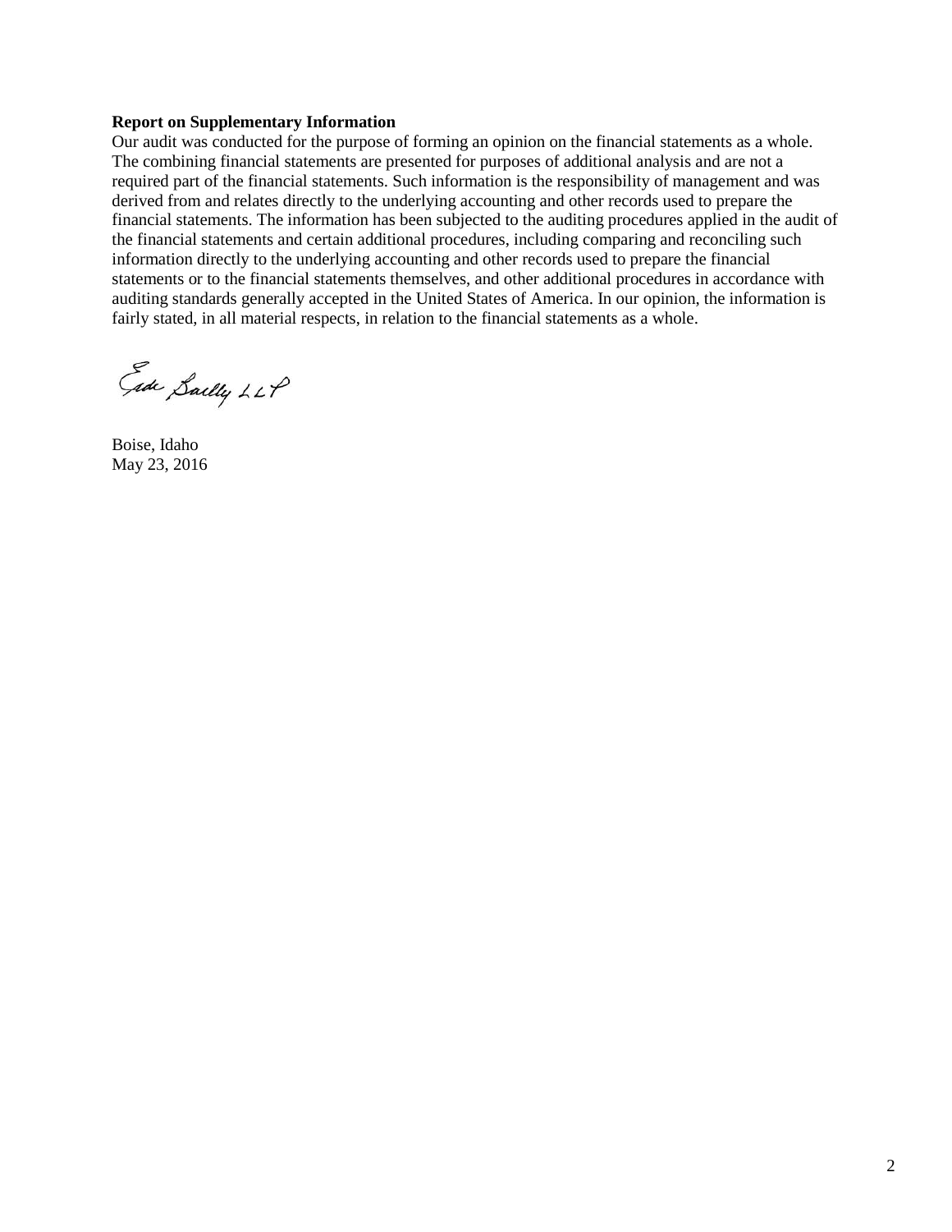**Report on Supplementary Information**

Our audit was conducted for the purpose of forming an opinion on the financial statements as a whole. The combining financial statements are presented for purposes of additional analysis and are not a required part of the financial statements. Such information is the responsibility of management and was derived from and relates directly to the underlying accounting and other records used to prepare the financial statements. The information has been subjected to the auditing procedures applied in the audit of the financial statements and certain additional procedures, including comparing and reconciling such information directly to the underlying accounting and other records used to prepare the financial statements or to the financial statements themselves, and other additional procedures in accordance with auditing standards generally accepted in the United States of America. In our opinion, the information is fairly stated, in all material respects, in relation to the financial statements as a whole.

Eide Bailly LLP

Boise, Idaho
May 23, 2016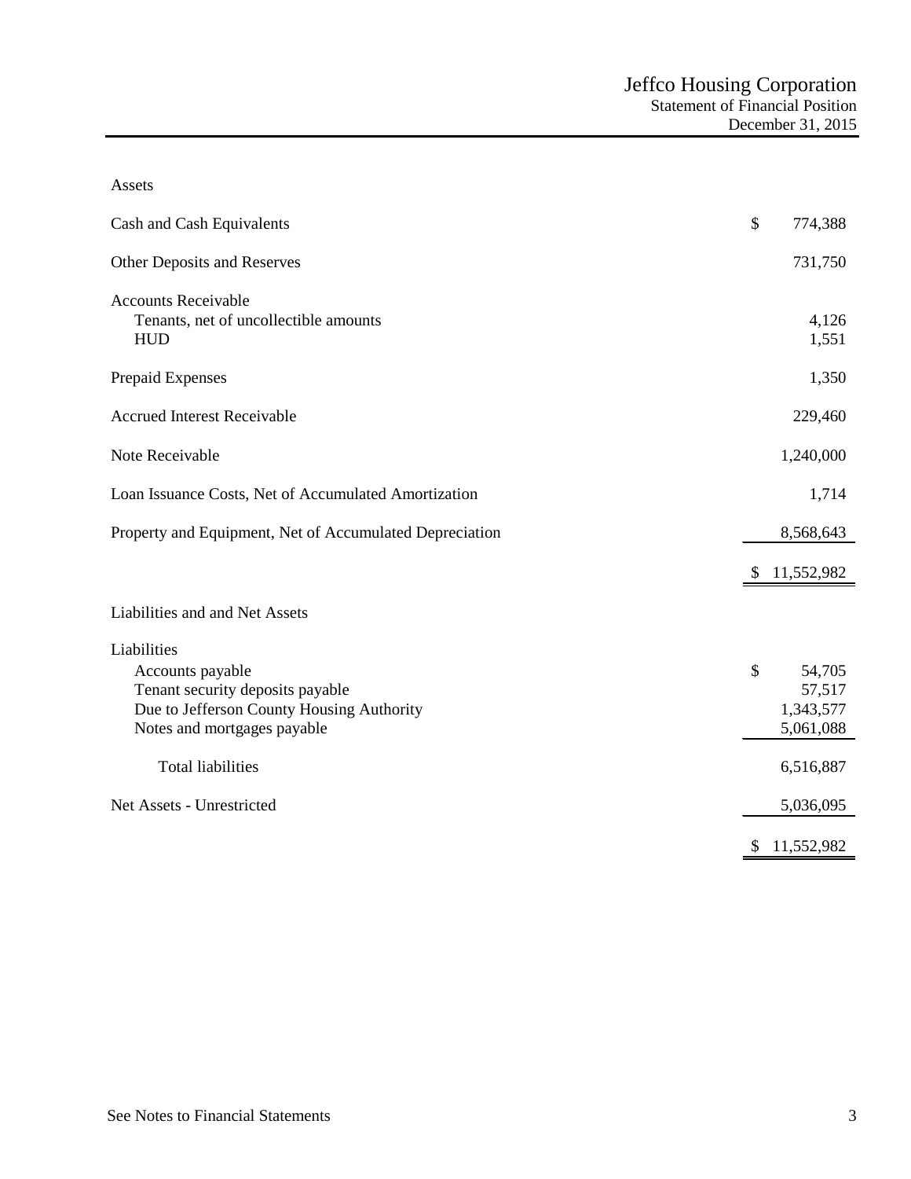# Jeffco Housing Corporation

## Statement of Financial Position

### December 31, 2015

| | |
|---|---|
| **Assets** | |
| Cash and Cash Equivalents | $ 774,388 |
| Other Deposits and Reserves | 731,750 |
| Accounts Receivable | |
| Tenants, net of uncollectible amounts | 4,126 |
| HUD | 1,551 |
| Prepaid Expenses | 1,350 |
| Accrued Interest Receivable | 229,460 |
| Note Receivable | 1,240,000 |
| Loan Issuance Costs, Net of Accumulated Amortization | 1,714 |
| Property and Equipment, Net of Accumulated Depreciation | 8,568,643 |
| | $ 11,552,982 |
| **Liabilities and and Net Assets** | |
| Liabilities | |
| Accounts payable | $ 54,705 |
| Tenant security deposits payable | 57,517 |
| Due to Jefferson County Housing Authority | 1,343,577 |
| Notes and mortgages payable | 5,061,088 |
| Total liabilities | 6,516,887 |
| Net Assets - Unrestricted | 5,036,095 |
| | $ 11,552,982 |

See Notes to Financial Statements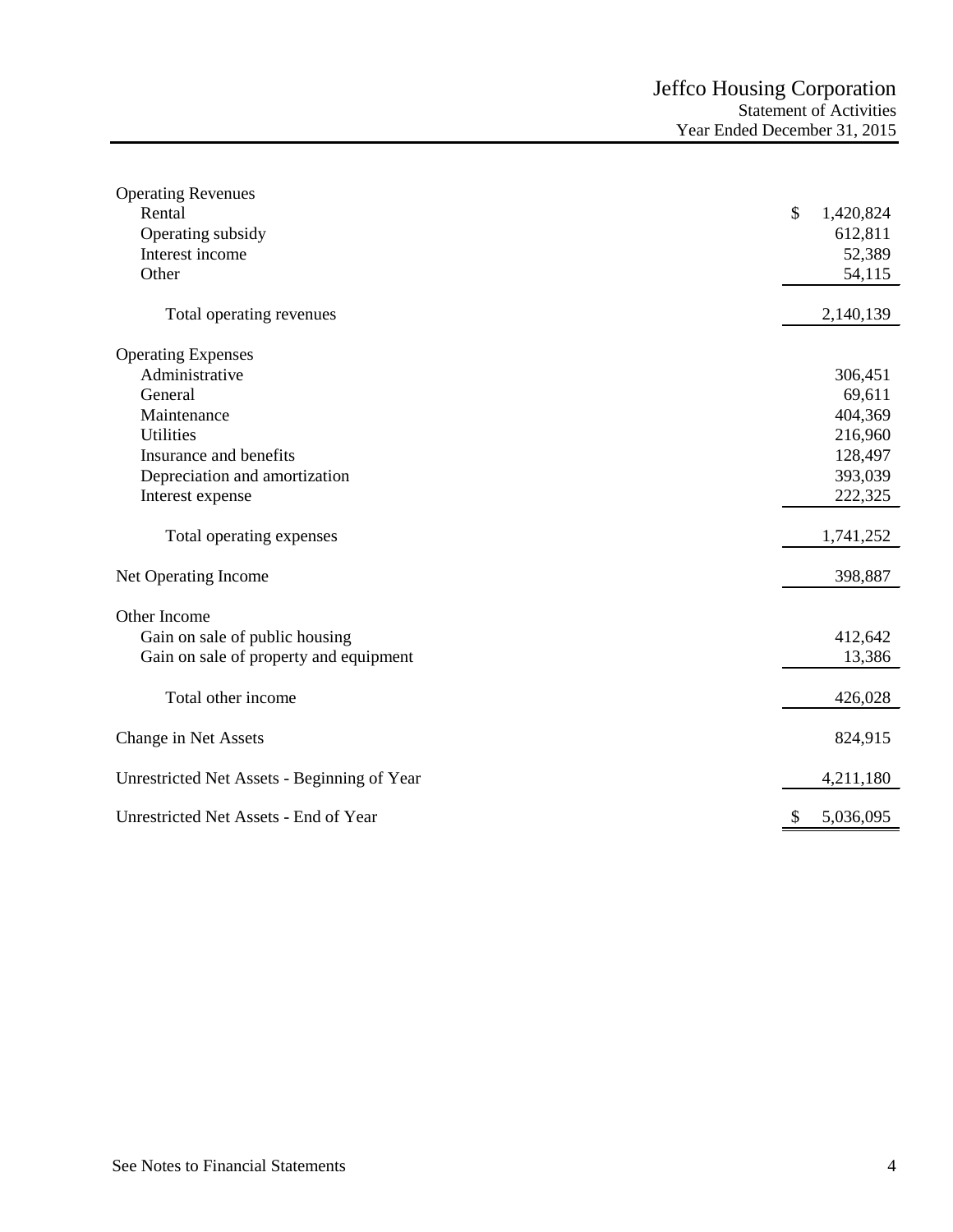# Jeffco Housing Corporation
## Statement of Activities
### Year Ended December 31, 2015

| | |
|---|---|
| **Operating Revenues** | |
| Rental | $ 1,420,824 |
| Operating subsidy | 612,811 |
| Interest income | 52,389 |
| Other | 54,115 |
| Total operating revenues | 2,140,139 |
| **Operating Expenses** | |
| Administrative | 306,451 |
| General | 69,611 |
| Maintenance | 404,369 |
| Utilities | 216,960 |
| Insurance and benefits | 128,497 |
| Depreciation and amortization | 393,039 |
| Interest expense | 222,325 |
| Total operating expenses | 1,741,252 |
| Net Operating Income | 398,887 |
| **Other Income** | |
| Gain on sale of public housing | 412,642 |
| Gain on sale of property and equipment | 13,386 |
| Total other income | 426,028 |
| Change in Net Assets | 824,915 |
| Unrestricted Net Assets - Beginning of Year | 4,211,180 |
| Unrestricted Net Assets - End of Year | $ 5,036,095 |

See Notes to Financial Statements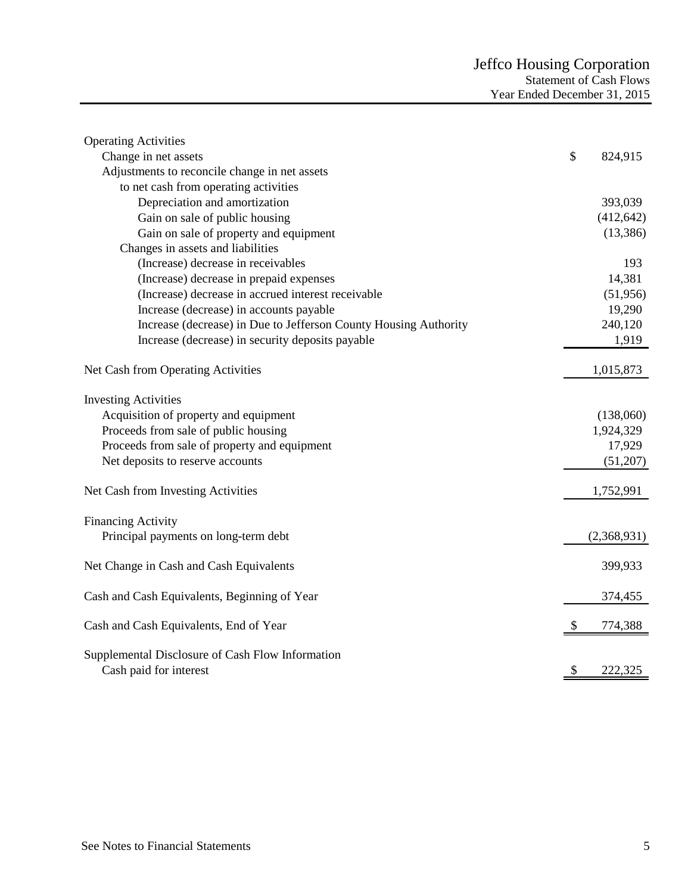# Jeffco Housing Corporation

## Statement of Cash Flows

### Year Ended December 31, 2015

| | |
|---|---|
| **Operating Activities** | |
| Change in net assets | $ 824,915 |
| Adjustments to reconcile change in net assets to net cash from operating activities | |
| Depreciation and amortization | 393,039 |
| Gain on sale of public housing | (412,642) |
| Gain on sale of property and equipment | (13,386) |
| Changes in assets and liabilities | |
| (Increase) decrease in receivables | 193 |
| (Increase) decrease in prepaid expenses | 14,381 |
| (Increase) decrease in accrued interest receivable | (51,956) |
| Increase (decrease) in accounts payable | 19,290 |
| Increase (decrease) in Due to Jefferson County Housing Authority | 240,120 |
| Increase (decrease) in security deposits payable | 1,919 |
| **Net Cash from Operating Activities** | 1,015,873 |
| **Investing Activities** | |
| Acquisition of property and equipment | (138,060) |
| Proceeds from sale of public housing | 1,924,329 |
| Proceeds from sale of property and equipment | 17,929 |
| Net deposits to reserve accounts | (51,207) |
| **Net Cash from Investing Activities** | 1,752,991 |
| **Financing Activity** | |
| Principal payments on long-term debt | (2,368,931) |
| **Net Change in Cash and Cash Equivalents** | 399,933 |
| Cash and Cash Equivalents, Beginning of Year | 374,455 |
| **Cash and Cash Equivalents, End of Year** | $ 774,388 |
| **Supplemental Disclosure of Cash Flow Information** | |
| Cash paid for interest | $ 222,325 |

See Notes to Financial Statements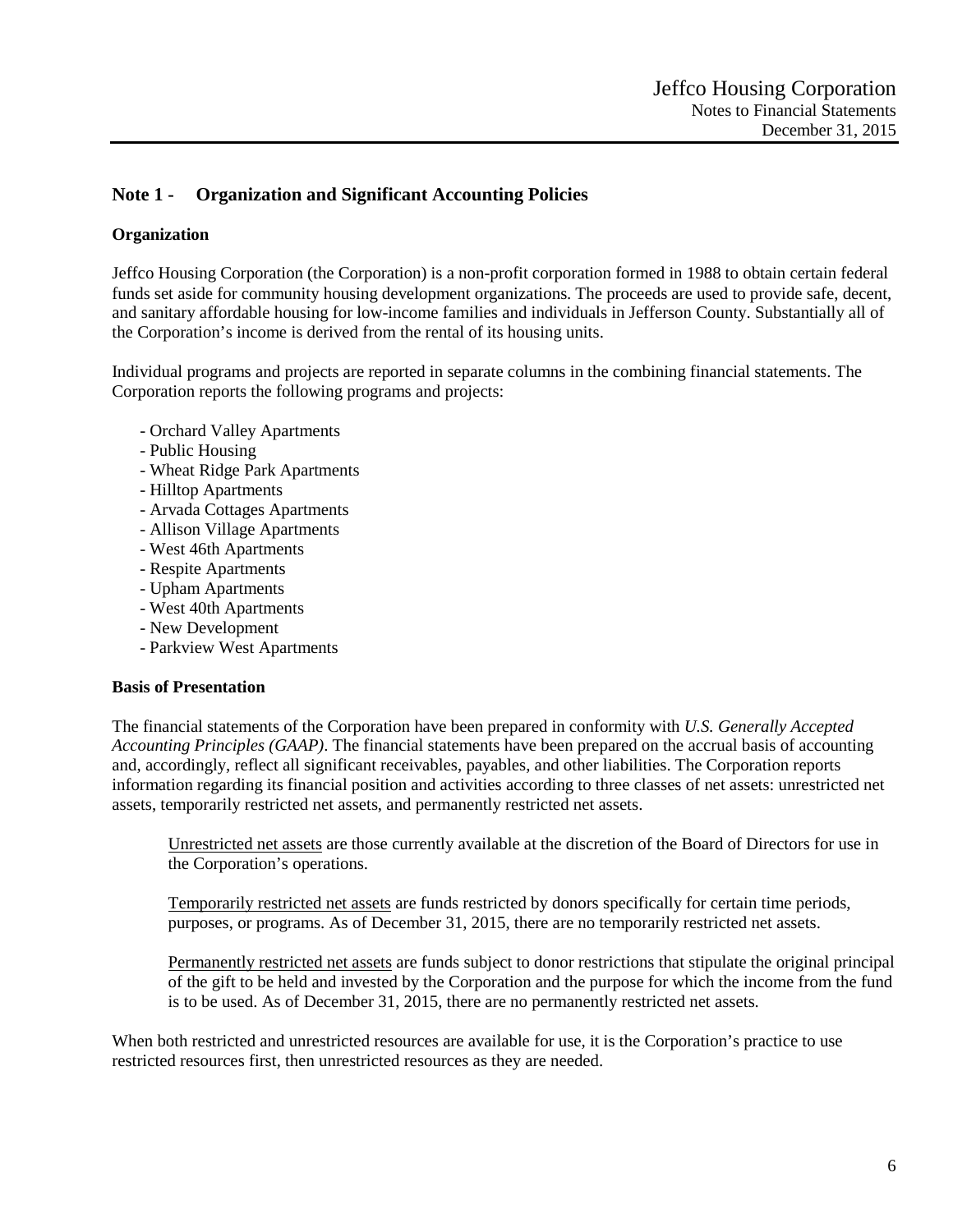## Note 1 - Organization and Significant Accounting Policies

### Organization

Jeffco Housing Corporation (the Corporation) is a non-profit corporation formed in 1988 to obtain certain federal funds set aside for community housing development organizations. The proceeds are used to provide safe, decent, and sanitary affordable housing for low-income families and individuals in Jefferson County. Substantially all of the Corporation's income is derived from the rental of its housing units.

Individual programs and projects are reported in separate columns in the combining financial statements. The Corporation reports the following programs and projects:

- Orchard Valley Apartments
- Public Housing
- Wheat Ridge Park Apartments
- Hilltop Apartments
- Arvada Cottages Apartments
- Allison Village Apartments
- West 46th Apartments
- Respite Apartments
- Upham Apartments
- West 40th Apartments
- New Development
- Parkview West Apartments

### Basis of Presentation

The financial statements of the Corporation have been prepared in conformity with *U.S. Generally Accepted Accounting Principles (GAAP)*. The financial statements have been prepared on the accrual basis of accounting and, accordingly, reflect all significant receivables, payables, and other liabilities. The Corporation reports information regarding its financial position and activities according to three classes of net assets: unrestricted net assets, temporarily restricted net assets, and permanently restricted net assets.

> Unrestricted net assets are those currently available at the discretion of the Board of Directors for use in the Corporation's operations.
>
> Temporarily restricted net assets are funds restricted by donors specifically for certain time periods, purposes, or programs. As of December 31, 2015, there are no temporarily restricted net assets.
>
> Permanently restricted net assets are funds subject to donor restrictions that stipulate the original principal of the gift to be held and invested by the Corporation and the purpose for which the income from the fund is to be used. As of December 31, 2015, there are no permanently restricted net assets.

When both restricted and unrestricted resources are available for use, it is the Corporation's practice to use restricted resources first, then unrestricted resources as they are needed.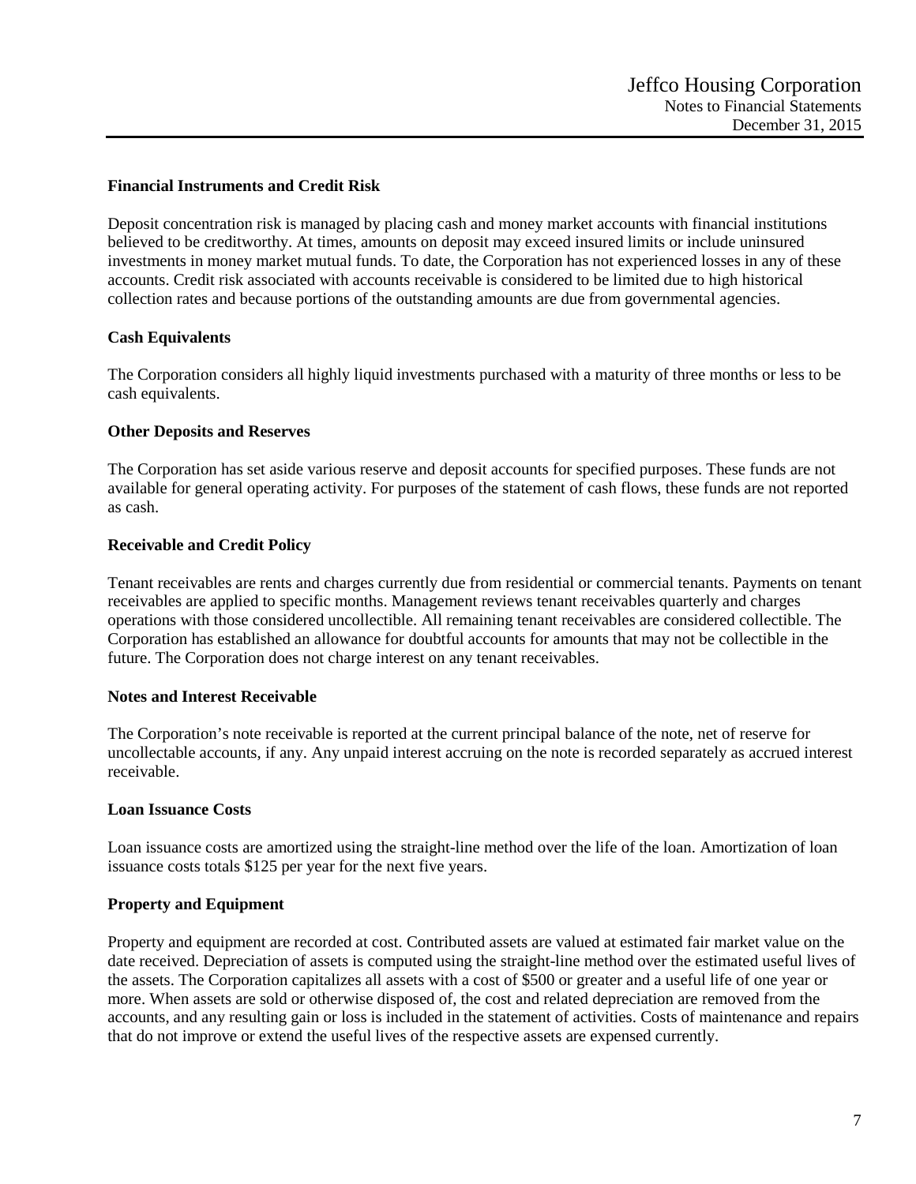### Financial Instruments and Credit Risk

Deposit concentration risk is managed by placing cash and money market accounts with financial institutions believed to be creditworthy. At times, amounts on deposit may exceed insured limits or include uninsured investments in money market mutual funds. To date, the Corporation has not experienced losses in any of these accounts. Credit risk associated with accounts receivable is considered to be limited due to high historical collection rates and because portions of the outstanding amounts are due from governmental agencies.

### Cash Equivalents

The Corporation considers all highly liquid investments purchased with a maturity of three months or less to be cash equivalents.

### Other Deposits and Reserves

The Corporation has set aside various reserve and deposit accounts for specified purposes. These funds are not available for general operating activity. For purposes of the statement of cash flows, these funds are not reported as cash.

### Receivable and Credit Policy

Tenant receivables are rents and charges currently due from residential or commercial tenants. Payments on tenant receivables are applied to specific months. Management reviews tenant receivables quarterly and charges operations with those considered uncollectible. All remaining tenant receivables are considered collectible. The Corporation has established an allowance for doubtful accounts for amounts that may not be collectible in the future. The Corporation does not charge interest on any tenant receivables.

### Notes and Interest Receivable

The Corporation's note receivable is reported at the current principal balance of the note, net of reserve for uncollectable accounts, if any. Any unpaid interest accruing on the note is recorded separately as accrued interest receivable.

### Loan Issuance Costs

Loan issuance costs are amortized using the straight-line method over the life of the loan. Amortization of loan issuance costs totals $125 per year for the next five years.

### Property and Equipment

Property and equipment are recorded at cost. Contributed assets are valued at estimated fair market value on the date received. Depreciation of assets is computed using the straight-line method over the estimated useful lives of the assets. The Corporation capitalizes all assets with a cost of $500 or greater and a useful life of one year or more. When assets are sold or otherwise disposed of, the cost and related depreciation are removed from the accounts, and any resulting gain or loss is included in the statement of activities. Costs of maintenance and repairs that do not improve or extend the useful lives of the respective assets are expensed currently.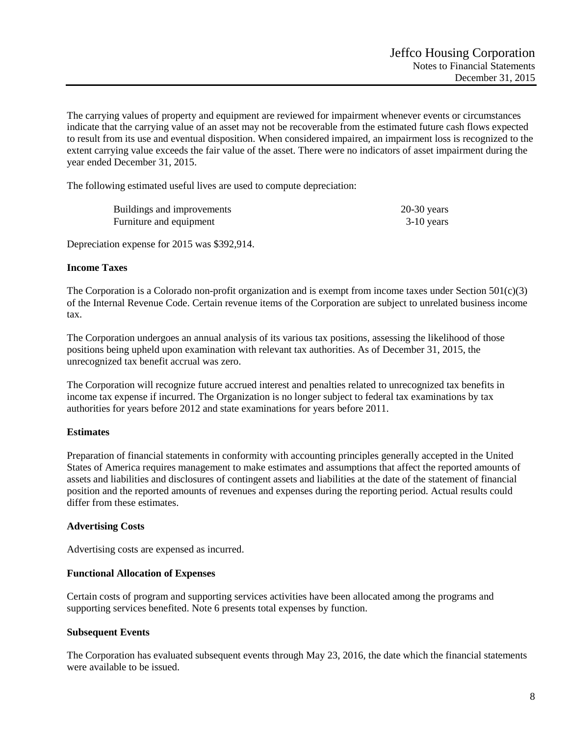The carrying values of property and equipment are reviewed for impairment whenever events or circumstances indicate that the carrying value of an asset may not be recoverable from the estimated future cash flows expected to result from its use and eventual disposition. When considered impaired, an impairment loss is recognized to the extent carrying value exceeds the fair value of the asset. There were no indicators of asset impairment during the year ended December 31, 2015.

The following estimated useful lives are used to compute depreciation:

| | |
|---|---|
| Buildings and improvements | 20-30 years |
| Furniture and equipment | 3-10 years |

Depreciation expense for 2015 was $392,914.

**Income Taxes**

The Corporation is a Colorado non-profit organization and is exempt from income taxes under Section 501(c)(3) of the Internal Revenue Code. Certain revenue items of the Corporation are subject to unrelated business income tax.

The Corporation undergoes an annual analysis of its various tax positions, assessing the likelihood of those positions being upheld upon examination with relevant tax authorities. As of December 31, 2015, the unrecognized tax benefit accrual was zero.

The Corporation will recognize future accrued interest and penalties related to unrecognized tax benefits in income tax expense if incurred. The Organization is no longer subject to federal tax examinations by tax authorities for years before 2012 and state examinations for years before 2011.

**Estimates**

Preparation of financial statements in conformity with accounting principles generally accepted in the United States of America requires management to make estimates and assumptions that affect the reported amounts of assets and liabilities and disclosures of contingent assets and liabilities at the date of the statement of financial position and the reported amounts of revenues and expenses during the reporting period. Actual results could differ from these estimates.

**Advertising Costs**

Advertising costs are expensed as incurred.

**Functional Allocation of Expenses**

Certain costs of program and supporting services activities have been allocated among the programs and supporting services benefited. Note 6 presents total expenses by function.

**Subsequent Events**

The Corporation has evaluated subsequent events through May 23, 2016, the date which the financial statements were available to be issued.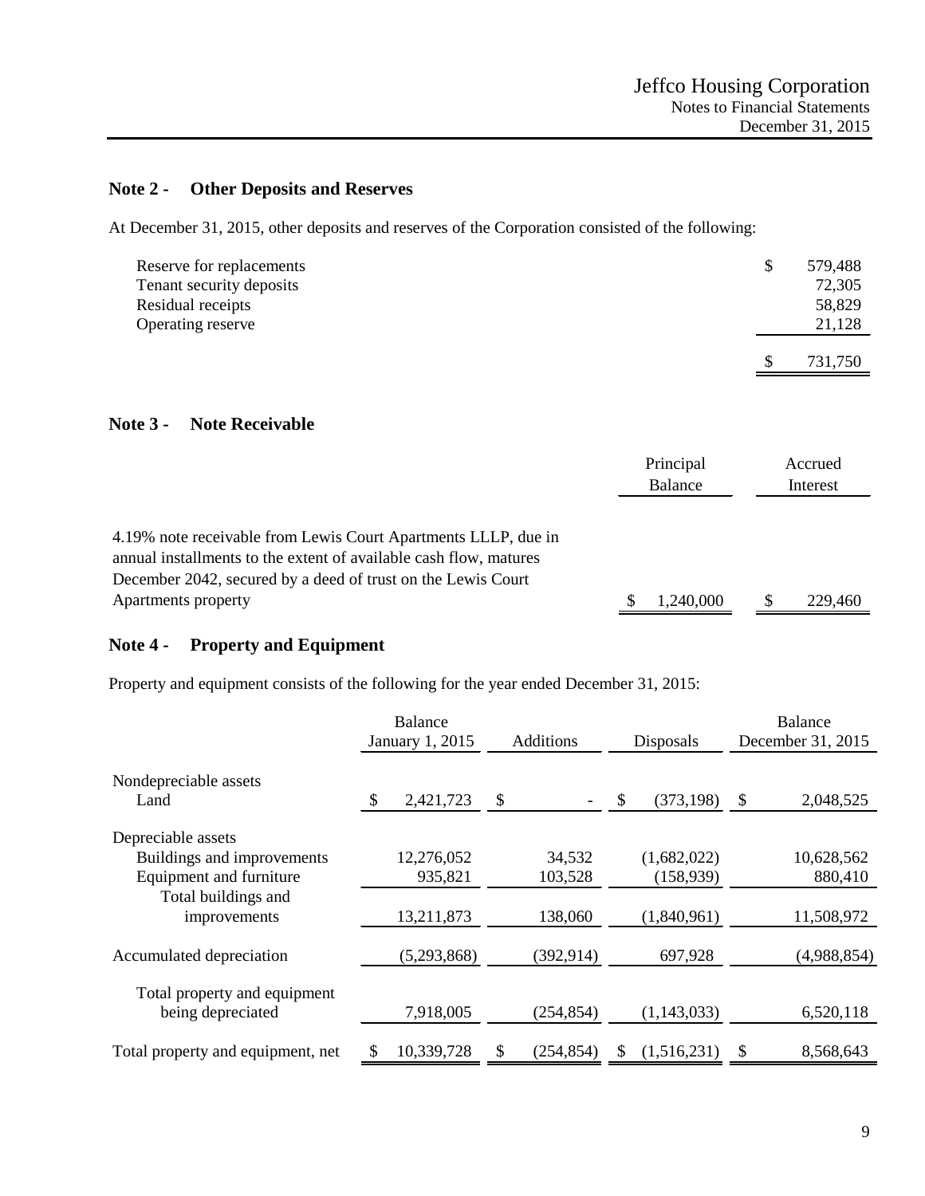## Note 2 - Other Deposits and Reserves

At December 31, 2015, other deposits and reserves of the Corporation consisted of the following:

| | |
|---|---|
| Reserve for replacements | $ 579,488 |
| Tenant security deposits | 72,305 |
| Residual receipts | 58,829 |
| Operating reserve | 21,128 |
| | $ 731,750 |

## Note 3 - Note Receivable

| | Principal Balance | Accrued Interest |
|---|---|---|
| 4.19% note receivable from Lewis Court Apartments LLLP, due in annual installments to the extent of available cash flow, matures December 2042, secured by a deed of trust on the Lewis Court Apartments property | $ 1,240,000 | $ 229,460 |

## Note 4 - Property and Equipment

Property and equipment consists of the following for the year ended December 31, 2015:

| | Balance January 1, 2015 | Additions | Disposals | Balance December 31, 2015 |
|---|---|---|---|---|
| Nondepreciable assets | | | | |
| Land | $ 2,421,723 | $ - | $ (373,198) | $ 2,048,525 |
| Depreciable assets | | | | |
| Buildings and improvements | 12,276,052 | 34,532 | (1,682,022) | 10,628,562 |
| Equipment and furniture | 935,821 | 103,528 | (158,939) | 880,410 |
| Total buildings and improvements | 13,211,873 | 138,060 | (1,840,961) | 11,508,972 |
| Accumulated depreciation | (5,293,868) | (392,914) | 697,928 | (4,988,854) |
| Total property and equipment being depreciated | 7,918,005 | (254,854) | (1,143,033) | 6,520,118 |
| Total property and equipment, net | $ 10,339,728 | $ (254,854) | $ (1,516,231) | $ 8,568,643 |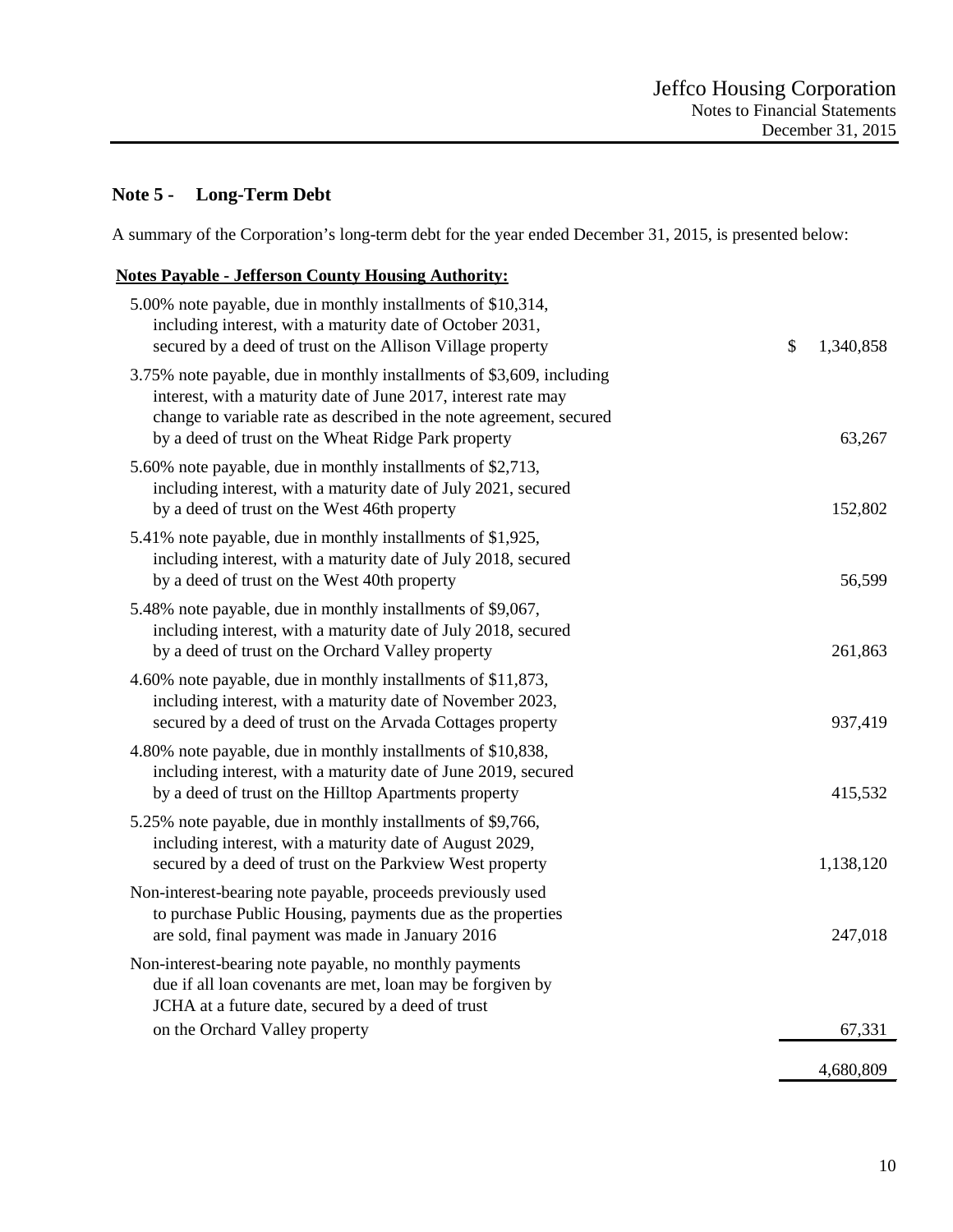## Note 5 - Long-Term Debt

A summary of the Corporation's long-term debt for the year ended December 31, 2015, is presented below:

| **Notes Payable - Jefferson County Housing Authority:** | |
|---|---|
| 5.00% note payable, due in monthly installments of $10,314, including interest, with a maturity date of October 2031, secured by a deed of trust on the Allison Village property | $ 1,340,858 |
| 3.75% note payable, due in monthly installments of $3,609, including interest, with a maturity date of June 2017, interest rate may change to variable rate as described in the note agreement, secured by a deed of trust on the Wheat Ridge Park property | 63,267 |
| 5.60% note payable, due in monthly installments of $2,713, including interest, with a maturity date of July 2021, secured by a deed of trust on the West 46th property | 152,802 |
| 5.41% note payable, due in monthly installments of $1,925, including interest, with a maturity date of July 2018, secured by a deed of trust on the West 40th property | 56,599 |
| 5.48% note payable, due in monthly installments of $9,067, including interest, with a maturity date of July 2018, secured by a deed of trust on the Orchard Valley property | 261,863 |
| 4.60% note payable, due in monthly installments of $11,873, including interest, with a maturity date of November 2023, secured by a deed of trust on the Arvada Cottages property | 937,419 |
| 4.80% note payable, due in monthly installments of $10,838, including interest, with a maturity date of June 2019, secured by a deed of trust on the Hilltop Apartments property | 415,532 |
| 5.25% note payable, due in monthly installments of $9,766, including interest, with a maturity date of August 2029, secured by a deed of trust on the Parkview West property | 1,138,120 |
| Non-interest-bearing note payable, proceeds previously used to purchase Public Housing, payments due as the properties are sold, final payment was made in January 2016 | 247,018 |
| Non-interest-bearing note payable, no monthly payments due if all loan covenants are met, loan may be forgiven by JCHA at a future date, secured by a deed of trust on the Orchard Valley property | 67,331 |
| | 4,680,809 |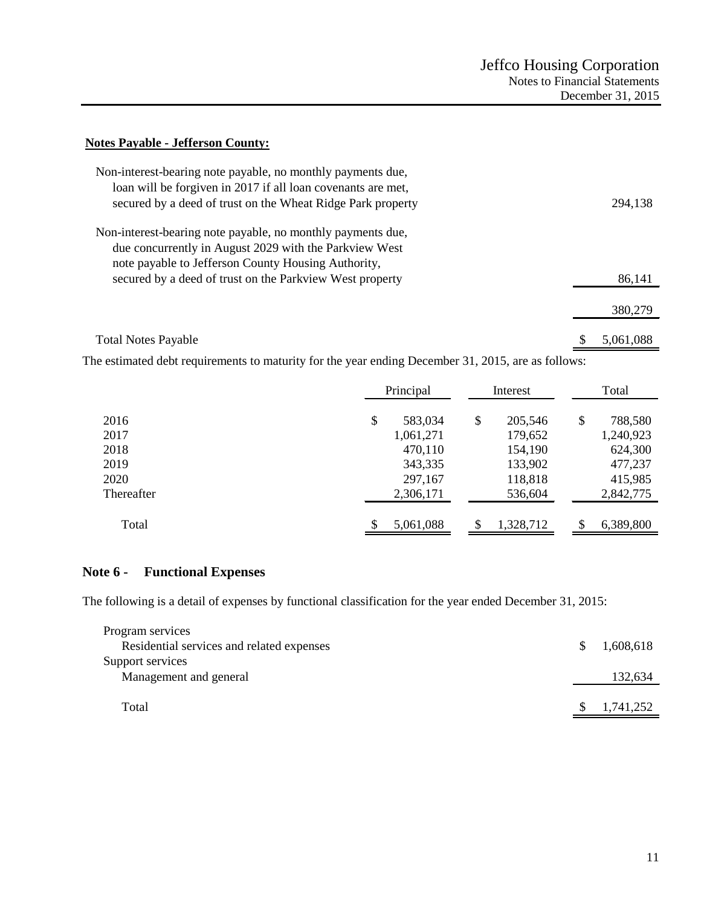**Notes Payable - Jefferson County:**

| | |
|---|---|
| Non-interest-bearing note payable, no monthly payments due, loan will be forgiven in 2017 if all loan covenants are met, secured by a deed of trust on the Wheat Ridge Park property | 294,138 |
| Non-interest-bearing note payable, no monthly payments due, due concurrently in August 2029 with the Parkview West note payable to Jefferson County Housing Authority, secured by a deed of trust on the Parkview West property | 86,141 |
| | 380,279 |
| Total Notes Payable | $ 5,061,088 |

The estimated debt requirements to maturity for the year ending December 31, 2015, are as follows:

| | Principal | Interest | Total |
|---|---|---|---|
| 2016 | $ 583,034 | $ 205,546 | $ 788,580 |
| 2017 | 1,061,271 | 179,652 | 1,240,923 |
| 2018 | 470,110 | 154,190 | 624,300 |
| 2019 | 343,335 | 133,902 | 477,237 |
| 2020 | 297,167 | 118,818 | 415,985 |
| Thereafter | 2,306,171 | 536,604 | 2,842,775 |
| Total | $ 5,061,088 | $ 1,328,712 | $ 6,389,800 |

## Note 6 - Functional Expenses

The following is a detail of expenses by functional classification for the year ended December 31, 2015:

| | |
|---|---|
| Program services | |
| Residential services and related expenses | $ 1,608,618 |
| Support services | |
| Management and general | 132,634 |
| Total | $ 1,741,252 |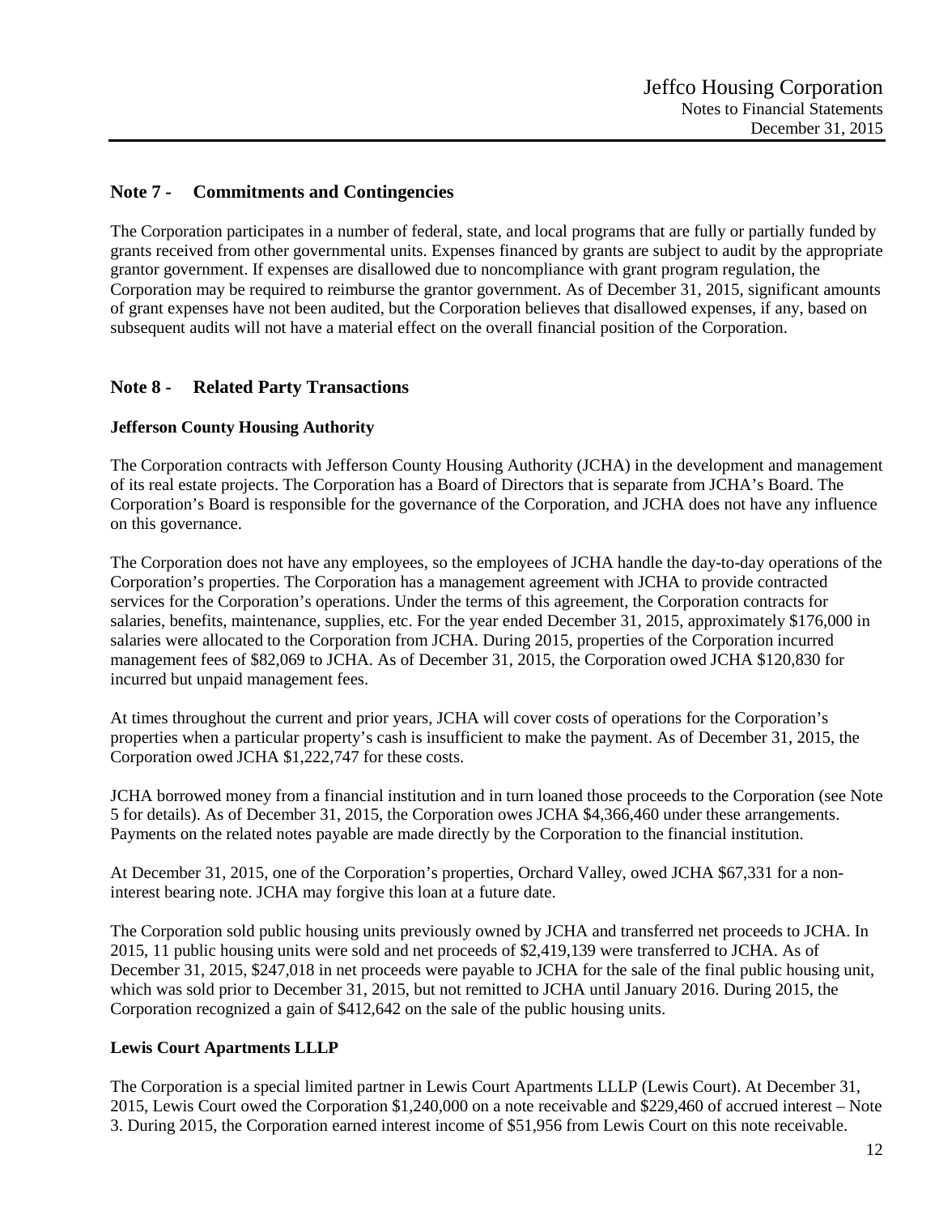## Note 7 - Commitments and Contingencies

The Corporation participates in a number of federal, state, and local programs that are fully or partially funded by grants received from other governmental units. Expenses financed by grants are subject to audit by the appropriate grantor government. If expenses are disallowed due to noncompliance with grant program regulation, the Corporation may be required to reimburse the grantor government. As of December 31, 2015, significant amounts of grant expenses have not been audited, but the Corporation believes that disallowed expenses, if any, based on subsequent audits will not have a material effect on the overall financial position of the Corporation.

## Note 8 - Related Party Transactions

**Jefferson County Housing Authority**

The Corporation contracts with Jefferson County Housing Authority (JCHA) in the development and management of its real estate projects. The Corporation has a Board of Directors that is separate from JCHA's Board. The Corporation's Board is responsible for the governance of the Corporation, and JCHA does not have any influence on this governance.

The Corporation does not have any employees, so the employees of JCHA handle the day-to-day operations of the Corporation's properties. The Corporation has a management agreement with JCHA to provide contracted services for the Corporation's operations. Under the terms of this agreement, the Corporation contracts for salaries, benefits, maintenance, supplies, etc. For the year ended December 31, 2015, approximately $176,000 in salaries were allocated to the Corporation from JCHA. During 2015, properties of the Corporation incurred management fees of $82,069 to JCHA. As of December 31, 2015, the Corporation owed JCHA $120,830 for incurred but unpaid management fees.

At times throughout the current and prior years, JCHA will cover costs of operations for the Corporation's properties when a particular property's cash is insufficient to make the payment. As of December 31, 2015, the Corporation owed JCHA $1,222,747 for these costs.

JCHA borrowed money from a financial institution and in turn loaned those proceeds to the Corporation (see Note 5 for details). As of December 31, 2015, the Corporation owes JCHA $4,366,460 under these arrangements. Payments on the related notes payable are made directly by the Corporation to the financial institution.

At December 31, 2015, one of the Corporation's properties, Orchard Valley, owed JCHA $67,331 for a non-interest bearing note. JCHA may forgive this loan at a future date.

The Corporation sold public housing units previously owned by JCHA and transferred net proceeds to JCHA. In 2015, 11 public housing units were sold and net proceeds of $2,419,139 were transferred to JCHA. As of December 31, 2015, $247,018 in net proceeds were payable to JCHA for the sale of the final public housing unit, which was sold prior to December 31, 2015, but not remitted to JCHA until January 2016. During 2015, the Corporation recognized a gain of $412,642 on the sale of the public housing units.

**Lewis Court Apartments LLLP**

The Corporation is a special limited partner in Lewis Court Apartments LLLP (Lewis Court). At December 31, 2015, Lewis Court owed the Corporation $1,240,000 on a note receivable and $229,460 of accrued interest – Note 3. During 2015, the Corporation earned interest income of $51,956 from Lewis Court on this note receivable.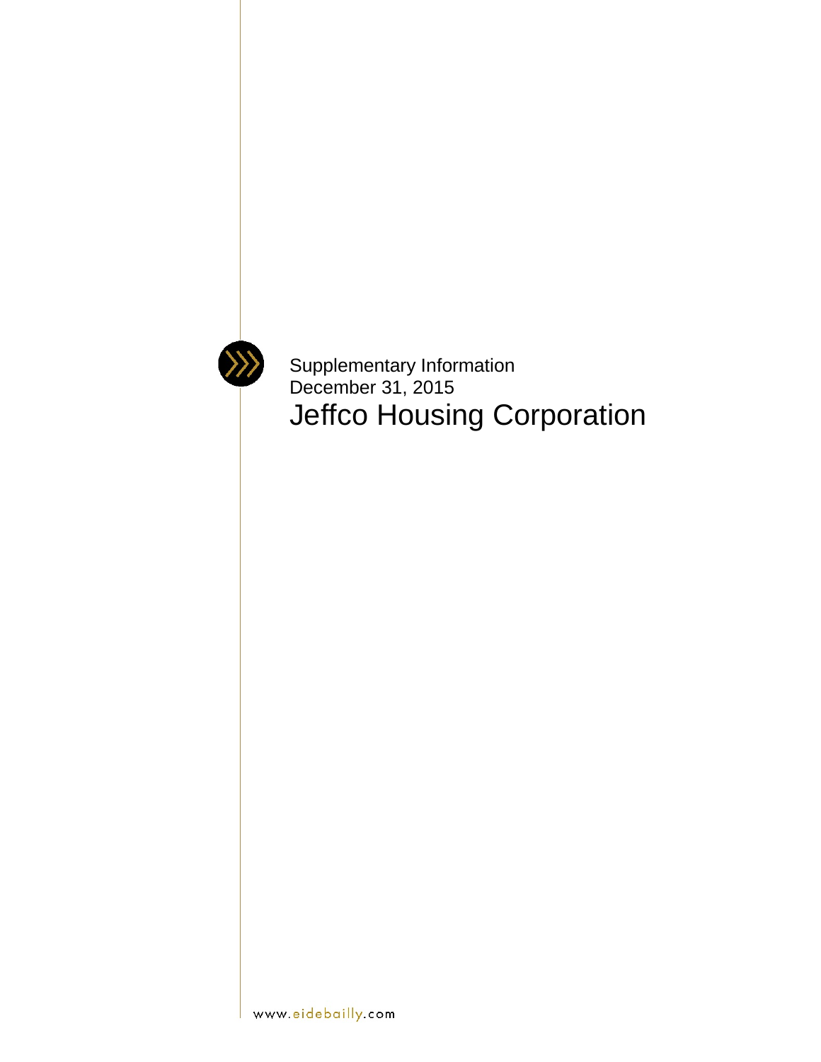Supplementary Information
December 31, 2015

# Jeffco Housing Corporation

www.eidebailly.com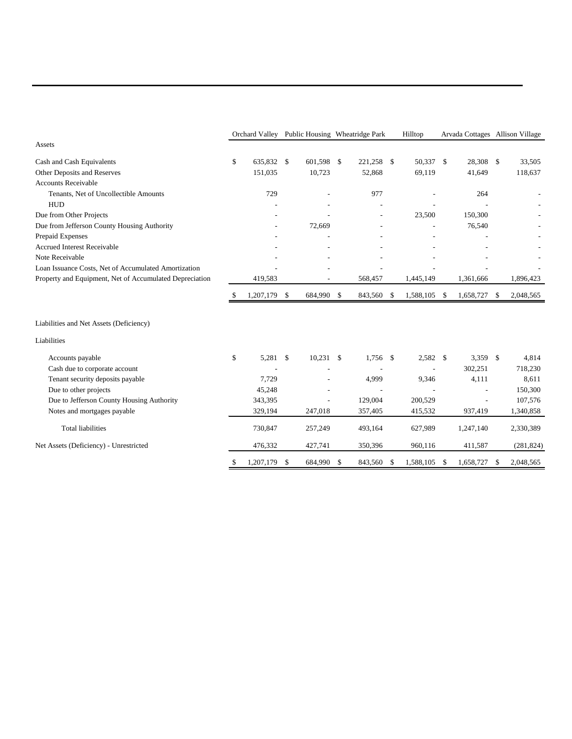| | Orchard Valley | Public Housing | Wheatridge Park | Hilltop | Arvada Cottages | Allison Village |
|---|---|---|---|---|---|---|
| Assets | | | | | | |
| Cash and Cash Equivalents | $ 635,832 | $ 601,598 | $ 221,258 | $ 50,337 | $ 28,308 | $ 33,505 |
| Other Deposits and Reserves | 151,035 | 10,723 | 52,868 | 69,119 | 41,649 | 118,637 |
| Accounts Receivable | | | | | | |
| Tenants, Net of Uncollectible Amounts | 729 | - | 977 | - | 264 | - |
| HUD | - | - | - | - | - | - |
| Due from Other Projects | - | - | - | 23,500 | 150,300 | - |
| Due from Jefferson County Housing Authority | - | 72,669 | - | - | 76,540 | - |
| Prepaid Expenses | - | - | - | - | - | - |
| Accrued Interest Receivable | - | - | - | - | - | - |
| Note Receivable | - | - | - | - | - | - |
| Loan Issuance Costs, Net of Accumulated Amortization | - | - | - | - | - | - |
| Property and Equipment, Net of Accumulated Depreciation | 419,583 | - | 568,457 | 1,445,149 | 1,361,666 | 1,896,423 |
| | $ 1,207,179 | $ 684,990 | $ 843,560 | $ 1,588,105 | $ 1,658,727 | $ 2,048,565 |
| Liabilities and Net Assets (Deficiency) | | | | | | |
| Liabilities | | | | | | |
| Accounts payable | $ 5,281 | $ 10,231 | $ 1,756 | $ 2,582 | $ 3,359 | $ 4,814 |
| Cash due to corporate account | - | - | - | - | 302,251 | 718,230 |
| Tenant security deposits payable | 7,729 | - | 4,999 | 9,346 | 4,111 | 8,611 |
| Due to other projects | 45,248 | - | - | - | - | 150,300 |
| Due to Jefferson County Housing Authority | 343,395 | - | 129,004 | 200,529 | - | 107,576 |
| Notes and mortgages payable | 329,194 | 247,018 | 357,405 | 415,532 | 937,419 | 1,340,858 |
| Total liabilities | 730,847 | 257,249 | 493,164 | 627,989 | 1,247,140 | 2,330,389 |
| Net Assets (Deficiency) - Unrestricted | 476,332 | 427,741 | 350,396 | 960,116 | 411,587 | (281,824) |
| | $ 1,207,179 | $ 684,990 | $ 843,560 | $ 1,588,105 | $ 1,658,727 | $ 2,048,565 |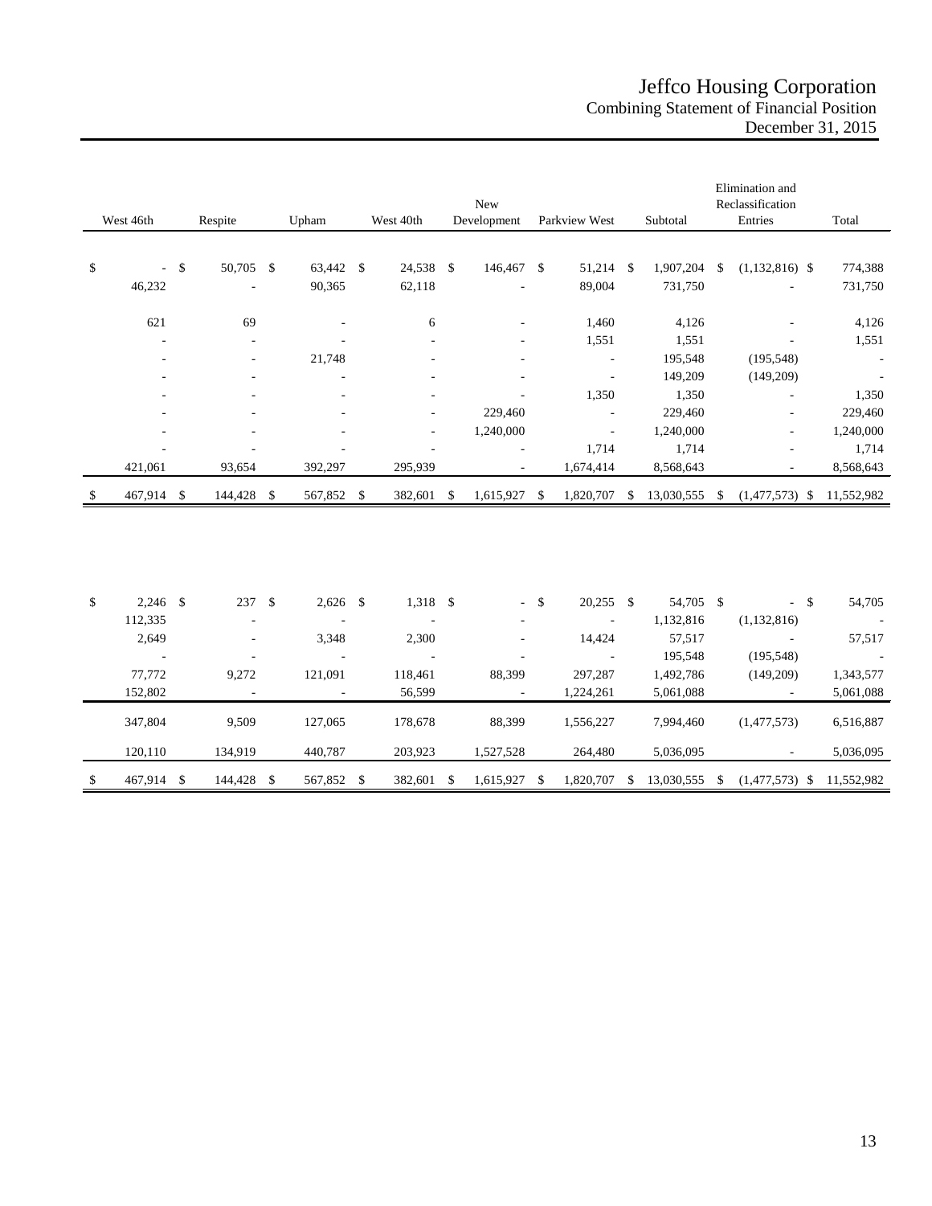# Jeffco Housing Corporation

## Combining Statement of Financial Position

### December 31, 2015

| West 46th | Respite | Upham | West 40th | New Development | Parkview West | Subtotal | Elimination and Reclassification Entries | Total |
|---|---|---|---|---|---|---|---|---|
| $ - | $ 50,705 | $ 63,442 | $ 24,538 | $ 146,467 | $ 51,214 | $ 1,907,204 | $ (1,132,816) | $ 774,388 |
| 46,232 | - | 90,365 | 62,118 | - | 89,004 | 731,750 | - | 731,750 |
| 621 | 69 | - | 6 | - | 1,460 | 4,126 | - | 4,126 |
| - | - | - | - | - | 1,551 | 1,551 | - | 1,551 |
| - | - | 21,748 | - | - | - | 195,548 | (195,548) | - |
| - | - | - | - | - | - | 149,209 | (149,209) | - |
| - | - | - | - | - | 1,350 | 1,350 | - | 1,350 |
| - | - | - | - | 229,460 | - | 229,460 | - | 229,460 |
| - | - | - | - | 1,240,000 | - | 1,240,000 | - | 1,240,000 |
| - | - | - | - | - | 1,714 | 1,714 | - | 1,714 |
| 421,061 | 93,654 | 392,297 | 295,939 | - | 1,674,414 | 8,568,643 | - | 8,568,643 |
| $ 467,914 | $ 144,428 | $ 567,852 | $ 382,601 | $ 1,615,927 | $ 1,820,707 | $ 13,030,555 | $ (1,477,573) | $ 11,552,982 |

| West 46th | Respite | Upham | West 40th | New Development | Parkview West | Subtotal | Elimination and Reclassification Entries | Total |
|---|---|---|---|---|---|---|---|---|
| $ 2,246 | $ 237 | $ 2,626 | $ 1,318 | $ - | $ 20,255 | $ 54,705 | $ - | $ 54,705 |
| 112,335 | - | - | - | - | - | 1,132,816 | (1,132,816) | - |
| 2,649 | - | 3,348 | 2,300 | - | 14,424 | 57,517 | - | 57,517 |
| - | - | - | - | - | - | 195,548 | (195,548) | - |
| 77,772 | 9,272 | 121,091 | 118,461 | 88,399 | 297,287 | 1,492,786 | (149,209) | 1,343,577 |
| 152,802 | - | - | 56,599 | - | 1,224,261 | 5,061,088 | - | 5,061,088 |
| 347,804 | 9,509 | 127,065 | 178,678 | 88,399 | 1,556,227 | 7,994,460 | (1,477,573) | 6,516,887 |
| 120,110 | 134,919 | 440,787 | 203,923 | 1,527,528 | 264,480 | 5,036,095 | - | 5,036,095 |
| $ 467,914 | $ 144,428 | $ 567,852 | $ 382,601 | $ 1,615,927 | $ 1,820,707 | $ 13,030,555 | $ (1,477,573) | $ 11,552,982 |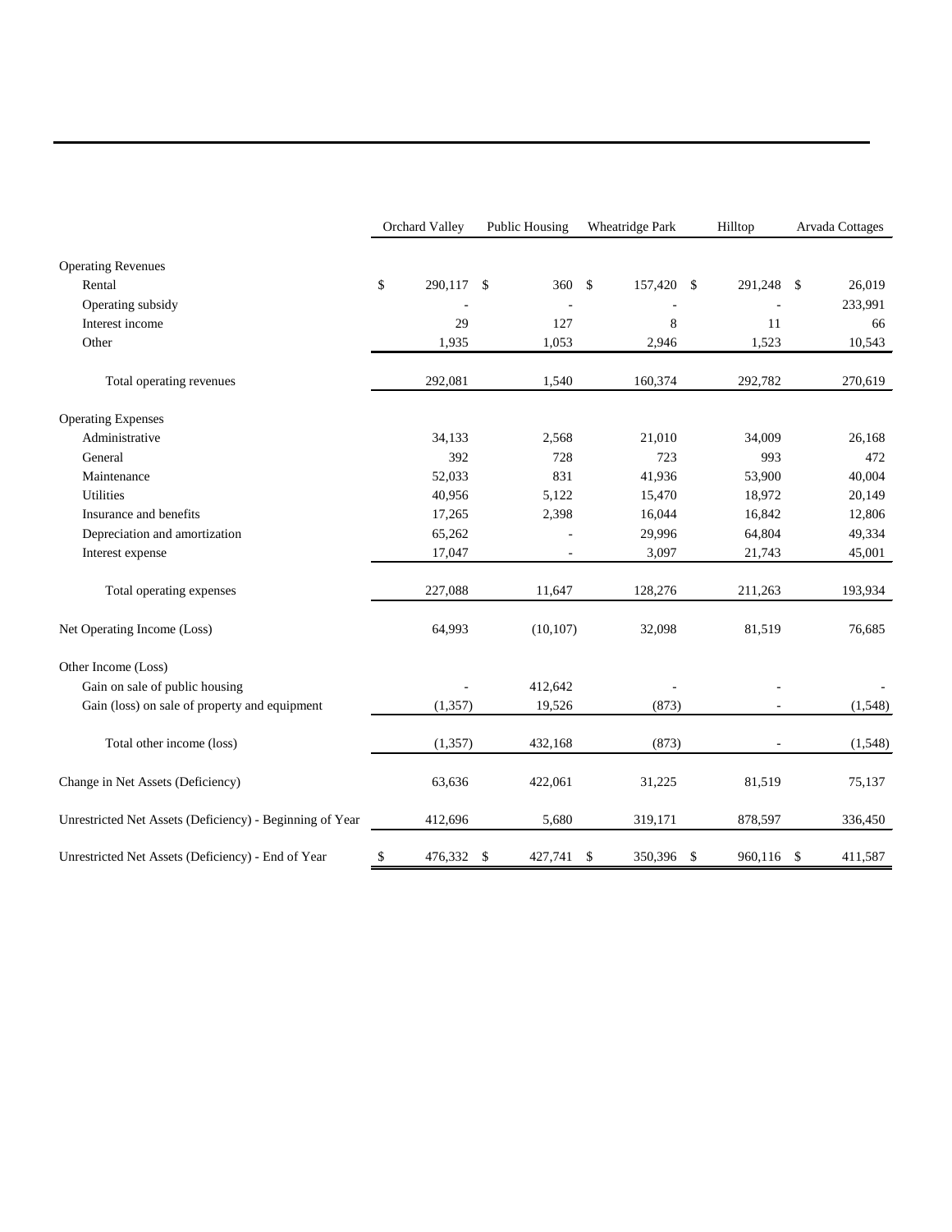| | Orchard Valley | Public Housing | Wheatridge Park | Hilltop | Arvada Cottages |
|---|---|---|---|---|---|
| Operating Revenues | | | | | |
| Rental | $ 290,117 | $ 360 | $ 157,420 | $ 291,248 | $ 26,019 |
| Operating subsidy | - | - | - | - | 233,991 |
| Interest income | 29 | 127 | 8 | 11 | 66 |
| Other | 1,935 | 1,053 | 2,946 | 1,523 | 10,543 |
| Total operating revenues | 292,081 | 1,540 | 160,374 | 292,782 | 270,619 |
| Operating Expenses | | | | | |
| Administrative | 34,133 | 2,568 | 21,010 | 34,009 | 26,168 |
| General | 392 | 728 | 723 | 993 | 472 |
| Maintenance | 52,033 | 831 | 41,936 | 53,900 | 40,004 |
| Utilities | 40,956 | 5,122 | 15,470 | 18,972 | 20,149 |
| Insurance and benefits | 17,265 | 2,398 | 16,044 | 16,842 | 12,806 |
| Depreciation and amortization | 65,262 | - | 29,996 | 64,804 | 49,334 |
| Interest expense | 17,047 | - | 3,097 | 21,743 | 45,001 |
| Total operating expenses | 227,088 | 11,647 | 128,276 | 211,263 | 193,934 |
| Net Operating Income (Loss) | 64,993 | (10,107) | 32,098 | 81,519 | 76,685 |
| Other Income (Loss) | | | | | |
| Gain on sale of public housing | - | 412,642 | - | - | - |
| Gain (loss) on sale of property and equipment | (1,357) | 19,526 | (873) | - | (1,548) |
| Total other income (loss) | (1,357) | 432,168 | (873) | - | (1,548) |
| Change in Net Assets (Deficiency) | 63,636 | 422,061 | 31,225 | 81,519 | 75,137 |
| Unrestricted Net Assets (Deficiency) - Beginning of Year | 412,696 | 5,680 | 319,171 | 878,597 | 336,450 |
| Unrestricted Net Assets (Deficiency) - End of Year | $ 476,332 | $ 427,741 | $ 350,396 | $ 960,116 | $ 411,587 |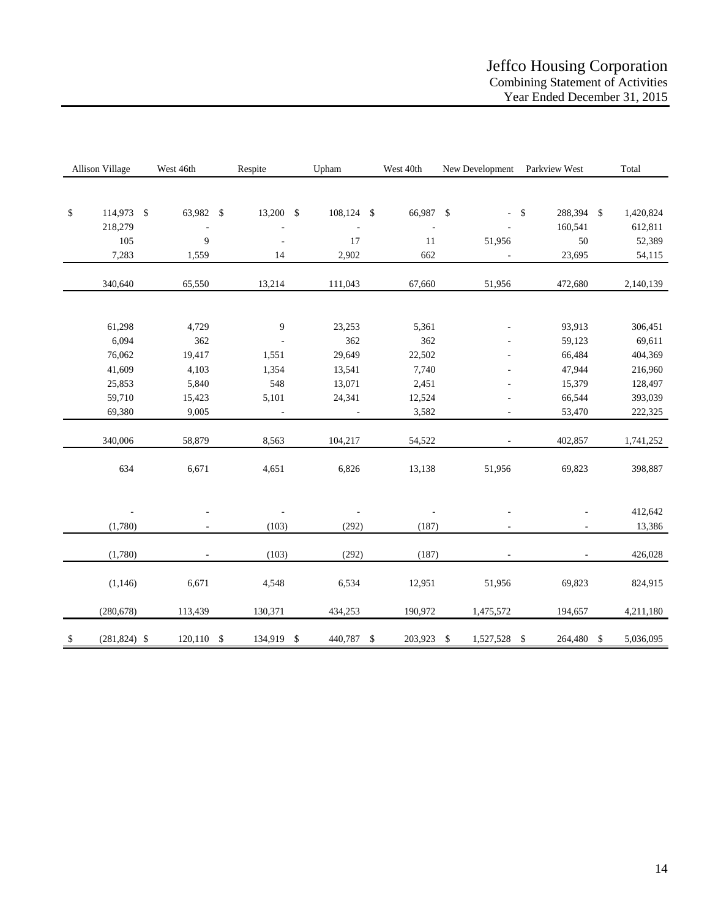# Jeffco Housing Corporation

## Combining Statement of Activities

### Year Ended December 31, 2015

| Allison Village | West 46th | Respite | Upham | West 40th | New Development | Parkview West | Total |
|---|---|---|---|---|---|---|---|
| $ 114,973 | $ 63,982 | $ 13,200 | $ 108,124 | $ 66,987 | $ - | $ 288,394 | $ 1,420,824 |
| 218,279 | - | - | - | - | - | 160,541 | 612,811 |
| 105 | 9 | - | 17 | 11 | 51,956 | 50 | 52,389 |
| 7,283 | 1,559 | 14 | 2,902 | 662 | - | 23,695 | 54,115 |
| 340,640 | 65,550 | 13,214 | 111,043 | 67,660 | 51,956 | 472,680 | 2,140,139 |
| 61,298 | 4,729 | 9 | 23,253 | 5,361 | - | 93,913 | 306,451 |
| 6,094 | 362 | - | 362 | 362 | - | 59,123 | 69,611 |
| 76,062 | 19,417 | 1,551 | 29,649 | 22,502 | - | 66,484 | 404,369 |
| 41,609 | 4,103 | 1,354 | 13,541 | 7,740 | - | 47,944 | 216,960 |
| 25,853 | 5,840 | 548 | 13,071 | 2,451 | - | 15,379 | 128,497 |
| 59,710 | 15,423 | 5,101 | 24,341 | 12,524 | - | 66,544 | 393,039 |
| 69,380 | 9,005 | - | - | 3,582 | - | 53,470 | 222,325 |
| 340,006 | 58,879 | 8,563 | 104,217 | 54,522 | - | 402,857 | 1,741,252 |
| 634 | 6,671 | 4,651 | 6,826 | 13,138 | 51,956 | 69,823 | 398,887 |
| - | - | - | - | - | - | - | 412,642 |
| (1,780) | - | (103) | (292) | (187) | - | - | 13,386 |
| (1,780) | - | (103) | (292) | (187) | - | - | 426,028 |
| (1,146) | 6,671 | 4,548 | 6,534 | 12,951 | 51,956 | 69,823 | 824,915 |
| (280,678) | 113,439 | 130,371 | 434,253 | 190,972 | 1,475,572 | 194,657 | 4,211,180 |
| $ (281,824) | $ 120,110 | $ 134,919 | $ 440,787 | $ 203,923 | $ 1,527,528 | $ 264,480 | $ 5,036,095 |